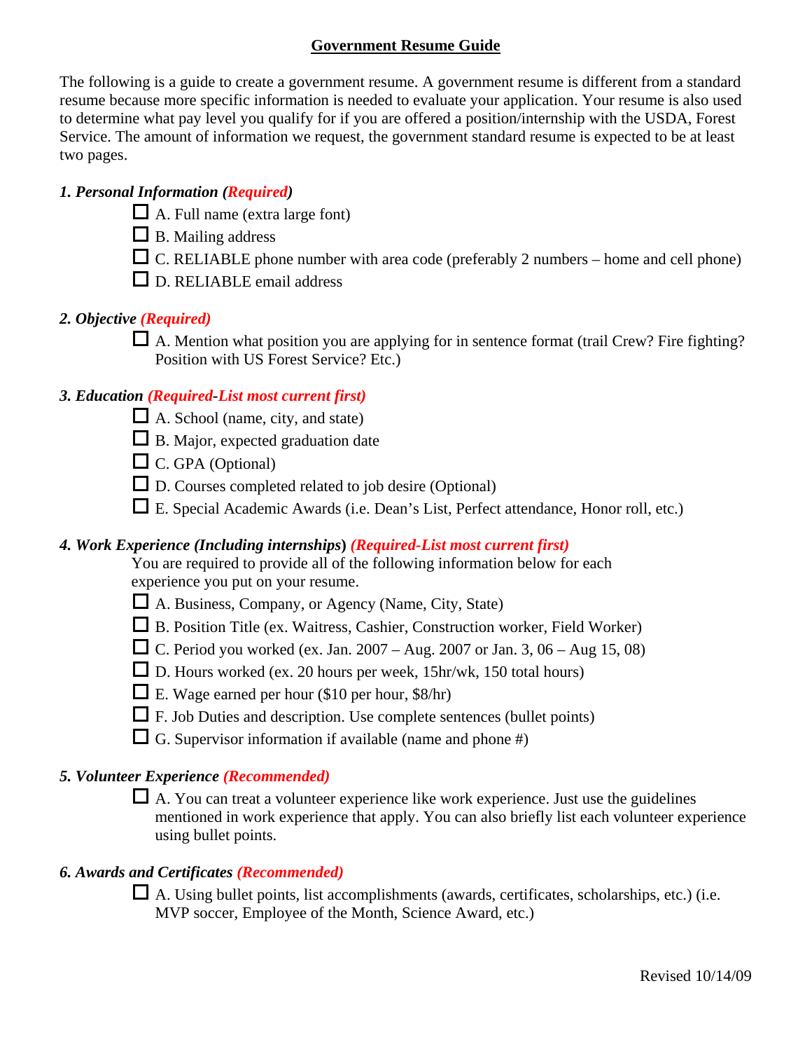# Government Resume Guide

The following is a guide to create a government resume. A government resume is different from a standard resume because more specific information is needed to evaluate your application. Your resume is also used to determine what pay level you qualify for if you are offered a position/internship with the USDA, Forest Service. The amount of information we request, the government standard resume is expected to be at least two pages.

### *1. Personal Information (Required)*

- ☐ A. Full name (extra large font)
- ☐ B. Mailing address
- ☐ C. RELIABLE phone number with area code (preferably 2 numbers – home and cell phone)
- ☐ D. RELIABLE email address

### *2. Objective (Required)*

- ☐ A. Mention what position you are applying for in sentence format (trail Crew? Fire fighting? Position with US Forest Service? Etc.)

### *3. Education (Required-List most current first)*

- ☐ A. School (name, city, and state)
- ☐ B. Major, expected graduation date
- ☐ C. GPA (Optional)
- ☐ D. Courses completed related to job desire (Optional)
- ☐ E. Special Academic Awards (i.e. Dean's List, Perfect attendance, Honor roll, etc.)

### *4. Work Experience (Including internships) (Required-List most current first)*

You are required to provide all of the following information below for each experience you put on your resume.

- ☐ A. Business, Company, or Agency (Name, City, State)
- ☐ B. Position Title (ex. Waitress, Cashier, Construction worker, Field Worker)
- ☐ C. Period you worked (ex. Jan. 2007 – Aug. 2007 or Jan. 3, 06 – Aug 15, 08)
- ☐ D. Hours worked (ex. 20 hours per week, 15hr/wk, 150 total hours)
- ☐ E. Wage earned per hour ($10 per hour, $8/hr)
- ☐ F. Job Duties and description. Use complete sentences (bullet points)
- ☐ G. Supervisor information if available (name and phone #)

### *5. Volunteer Experience (Recommended)*

- ☐ A. You can treat a volunteer experience like work experience. Just use the guidelines mentioned in work experience that apply. You can also briefly list each volunteer experience using bullet points.

### *6. Awards and Certificates (Recommended)*

- ☐ A. Using bullet points, list accomplishments (awards, certificates, scholarships, etc.) (i.e. MVP soccer, Employee of the Month, Science Award, etc.)

Revised 10/14/09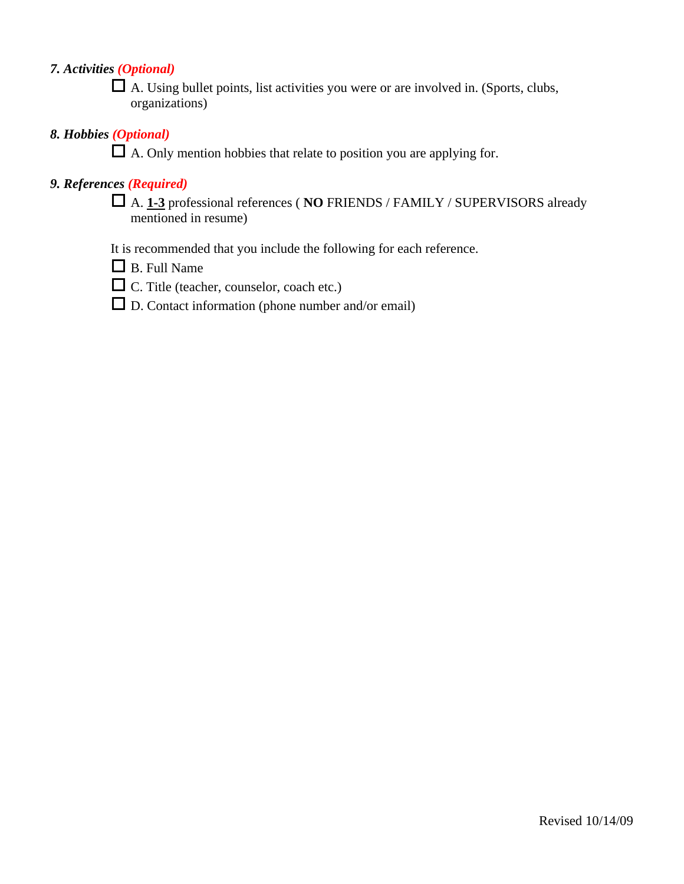### *7. Activities* ***(Optional)***

- ☐ A. Using bullet points, list activities you were or are involved in. (Sports, clubs, organizations)

### *8. Hobbies* ***(Optional)***

- ☐ A. Only mention hobbies that relate to position you are applying for.

### *9. References* ***(Required)***

- ☐ A. **1-3** professional references ( **NO** FRIENDS / FAMILY / SUPERVISORS already mentioned in resume)

It is recommended that you include the following for each reference.

- ☐ B. Full Name
- ☐ C. Title (teacher, counselor, coach etc.)
- ☐ D. Contact information (phone number and/or email)

Revised 10/14/09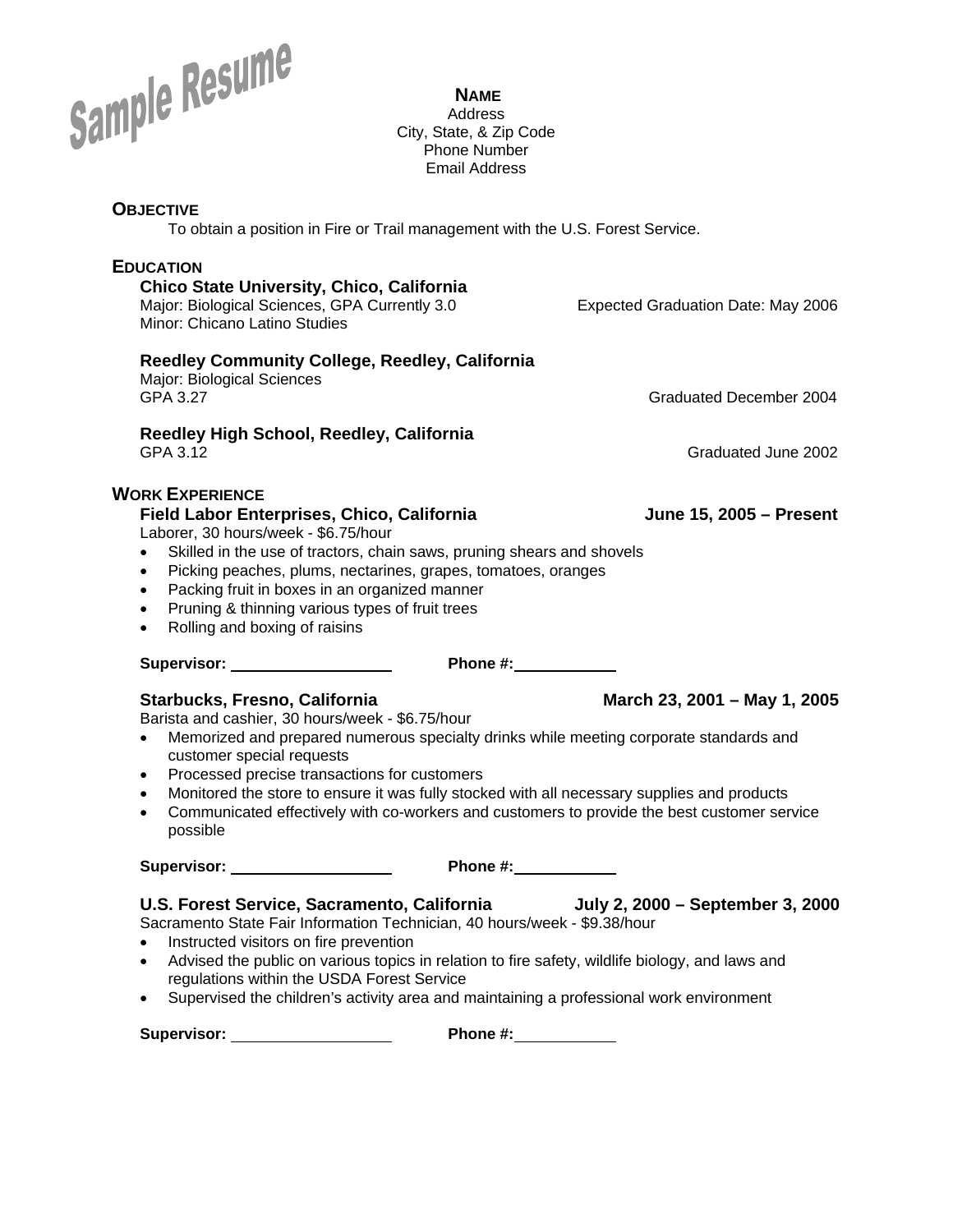Sample Resume

**NAME**
Address
City, State, & Zip Code
Phone Number
Email Address

## OBJECTIVE

To obtain a position in Fire or Trail management with the U.S. Forest Service.

## EDUCATION

**Chico State University, Chico, California**
Major: Biological Sciences, GPA Currently 3.0 — Expected Graduation Date: May 2006
Minor: Chicano Latino Studies

**Reedley Community College, Reedley, California**
Major: Biological Sciences
GPA 3.27 — Graduated December 2004

**Reedley High School, Reedley, California**
GPA 3.12 — Graduated June 2002

## WORK EXPERIENCE

**Field Labor Enterprises, Chico, California — June 15, 2005 – Present**
Laborer, 30 hours/week - $6.75/hour

- Skilled in the use of tractors, chain saws, pruning shears and shovels
- Picking peaches, plums, nectarines, grapes, tomatoes, oranges
- Packing fruit in boxes in an organized manner
- Pruning & thinning various types of fruit trees
- Rolling and boxing of raisins

**Supervisor:** ____________ **Phone #:** ____________

**Starbucks, Fresno, California — March 23, 2001 – May 1, 2005**
Barista and cashier, 30 hours/week - $6.75/hour

- Memorized and prepared numerous specialty drinks while meeting corporate standards and customer special requests
- Processed precise transactions for customers
- Monitored the store to ensure it was fully stocked with all necessary supplies and products
- Communicated effectively with co-workers and customers to provide the best customer service possible

**Supervisor:** ____________ **Phone #:** ____________

**U.S. Forest Service, Sacramento, California — July 2, 2000 – September 3, 2000**
Sacramento State Fair Information Technician, 40 hours/week - $9.38/hour

- Instructed visitors on fire prevention
- Advised the public on various topics in relation to fire safety, wildlife biology, and laws and regulations within the USDA Forest Service
- Supervised the children's activity area and maintaining a professional work environment

**Supervisor:** ____________ **Phone #:** ____________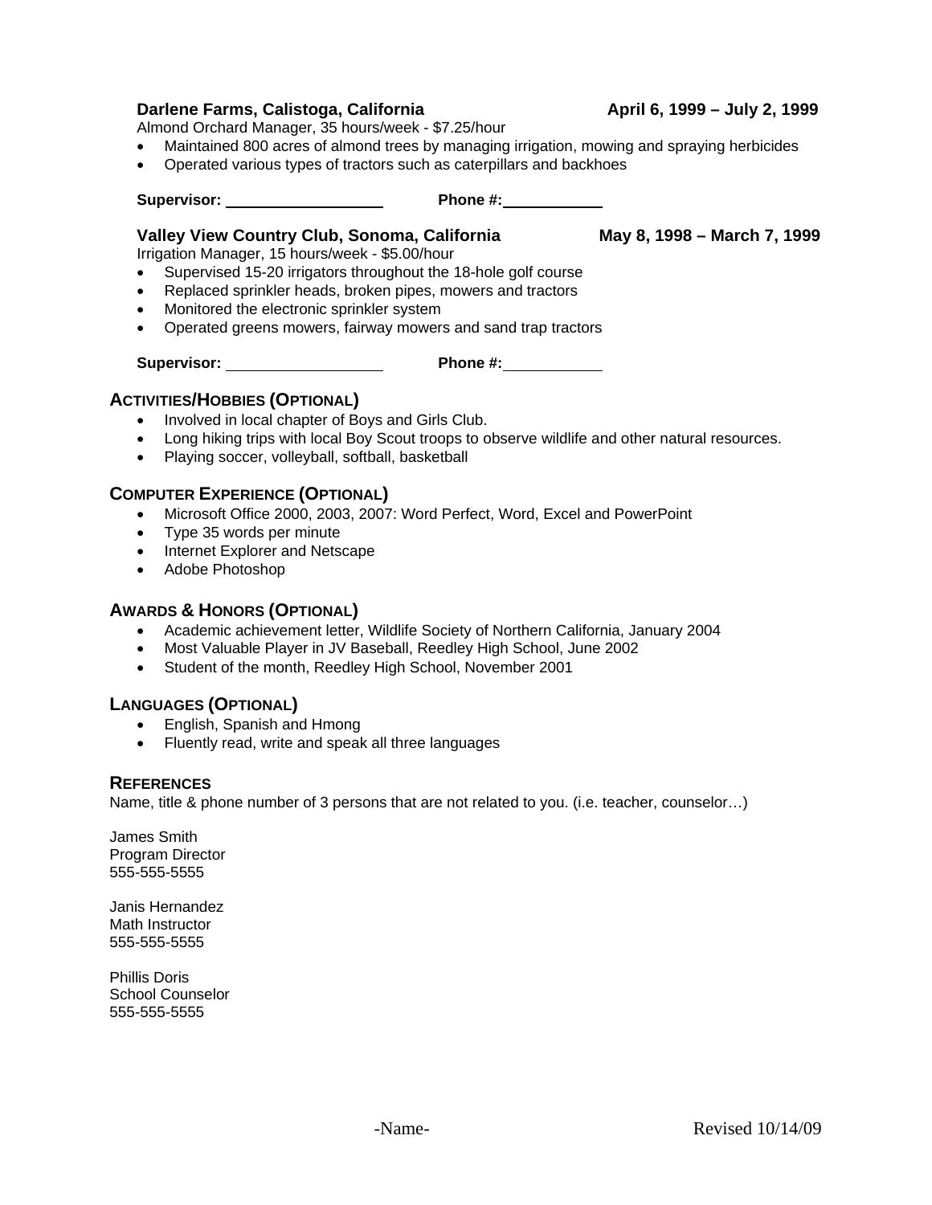**Darlene Farms, Calistoga, California** **April 6, 1999 – July 2, 1999**

Almond Orchard Manager, 35 hours/week - $7.25/hour

- Maintained 800 acres of almond trees by managing irrigation, mowing and spraying herbicides
- Operated various types of tractors such as caterpillars and backhoes

**Supervisor:** ________________ **Phone #:** __________

**Valley View Country Club, Sonoma, California** **May 8, 1998 – March 7, 1999**

Irrigation Manager, 15 hours/week - $5.00/hour

- Supervised 15-20 irrigators throughout the 18-hole golf course
- Replaced sprinkler heads, broken pipes, mowers and tractors
- Monitored the electronic sprinkler system
- Operated greens mowers, fairway mowers and sand trap tractors

**Supervisor:** ________________ **Phone #:** __________

## ACTIVITIES/HOBBIES (OPTIONAL)

- Involved in local chapter of Boys and Girls Club.
- Long hiking trips with local Boy Scout troops to observe wildlife and other natural resources.
- Playing soccer, volleyball, softball, basketball

## COMPUTER EXPERIENCE (OPTIONAL)

- Microsoft Office 2000, 2003, 2007: Word Perfect, Word, Excel and PowerPoint
- Type 35 words per minute
- Internet Explorer and Netscape
- Adobe Photoshop

## AWARDS & HONORS (OPTIONAL)

- Academic achievement letter, Wildlife Society of Northern California, January 2004
- Most Valuable Player in JV Baseball, Reedley High School, June 2002
- Student of the month, Reedley High School, November 2001

## LANGUAGES (OPTIONAL)

- English, Spanish and Hmong
- Fluently read, write and speak all three languages

## REFERENCES

Name, title & phone number of 3 persons that are not related to you. (i.e. teacher, counselor…)

James Smith
Program Director
555-555-5555

Janis Hernandez
Math Instructor
555-555-5555

Phillis Doris
School Counselor
555-555-5555